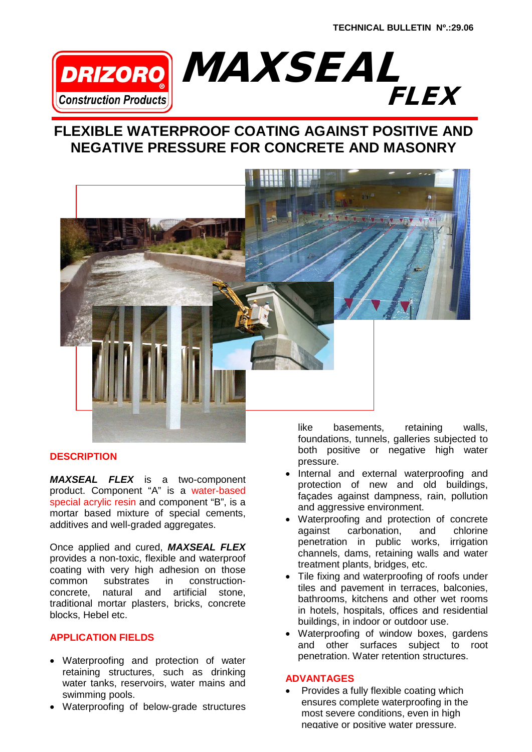TECHNICAL BULLETIN Nº.:29.06

DRIZORO Construction Products

# MAXSEAL FLEX

## FLEXIBLE WATERPROOF COATING AGAINST POSITIVE AND NEGATIVE PRESSURE FOR CONCRETE AND MASONRY

### DESCRIPTION

***MAXSEAL FLEX*** is a two-component product. Component "A" is a water-based special acrylic resin and component "B", is a mortar based mixture of special cements, additives and well-graded aggregates.

Once applied and cured, ***MAXSEAL FLEX*** provides a non-toxic, flexible and waterproof coating with very high adhesion on those common substrates in construction-concrete, natural and artificial stone, traditional mortar plasters, bricks, concrete blocks, Hebel etc.

### APPLICATION FIELDS

- Waterproofing and protection of water retaining structures, such as drinking water tanks, reservoirs, water mains and swimming pools.
- Waterproofing of below-grade structures like basements, retaining walls, foundations, tunnels, galleries subjected to both positive or negative high water pressure.
- Internal and external waterproofing and protection of new and old buildings, façades against dampness, rain, pollution and aggressive environment.
- Waterproofing and protection of concrete against carbonation, and chlorine penetration in public works, irrigation channels, dams, retaining walls and water treatment plants, bridges, etc.
- Tile fixing and waterproofing of roofs under tiles and pavement in terraces, balconies, bathrooms, kitchens and other wet rooms in hotels, hospitals, offices and residential buildings, in indoor or outdoor use.
- Waterproofing of window boxes, gardens and other surfaces subject to root penetration. Water retention structures.

### ADVANTAGES

- Provides a fully flexible coating which ensures complete waterproofing in the most severe conditions, even in high negative or positive water pressure.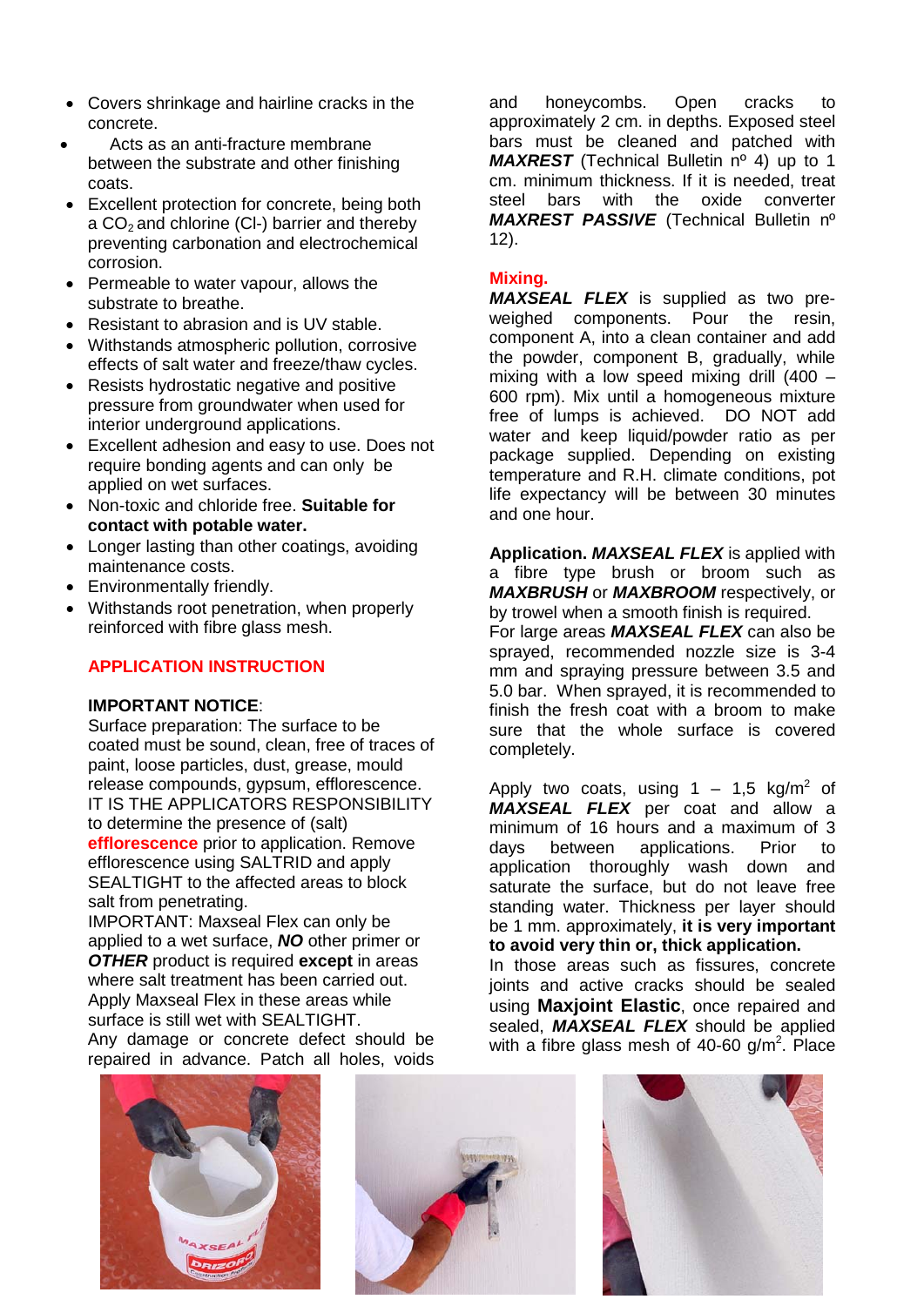- Covers shrinkage and hairline cracks in the concrete.
- Acts as an anti-fracture membrane between the substrate and other finishing coats.
- Excellent protection for concrete, being both a $CO_2$ and chlorine (Cl-) barrier and thereby preventing carbonation and electrochemical corrosion.
- Permeable to water vapour, allows the substrate to breathe.
- Resistant to abrasion and is UV stable.
- Withstands atmospheric pollution, corrosive effects of salt water and freeze/thaw cycles.
- Resists hydrostatic negative and positive pressure from groundwater when used for interior underground applications.
- Excellent adhesion and easy to use. Does not require bonding agents and can only be applied on wet surfaces.
- Non-toxic and chloride free. **Suitable for contact with potable water.**
- Longer lasting than other coatings, avoiding maintenance costs.
- Environmentally friendly.
- Withstands root penetration, when properly reinforced with fibre glass mesh.

## APPLICATION INSTRUCTION

**IMPORTANT NOTICE**:
Surface preparation: The surface to be coated must be sound, clean, free of traces of paint, loose particles, dust, grease, mould release compounds, gypsum, efflorescence. IT IS THE APPLICATORS RESPONSIBILITY to determine the presence of (salt) **efflorescence** prior to application. Remove efflorescence using SALTRID and apply SEALTIGHT to the affected areas to block salt from penetrating.
IMPORTANT: Maxseal Flex can only be applied to a wet surface, ***NO*** other primer or ***OTHER*** product is required **except** in areas where salt treatment has been carried out. Apply Maxseal Flex in these areas while surface is still wet with SEALTIGHT.
Any damage or concrete defect should be repaired in advance. Patch all holes, voids and honeycombs. Open cracks to approximately 2 cm. in depths. Exposed steel bars must be cleaned and patched with ***MAXREST*** (Technical Bulletin nº 4) up to 1 cm. minimum thickness. If it is needed, treat steel bars with the oxide converter ***MAXREST PASSIVE*** (Technical Bulletin nº 12).

**Mixing.**
***MAXSEAL FLEX*** is supplied as two pre-weighed components. Pour the resin, component A, into a clean container and add the powder, component B, gradually, while mixing with a low speed mixing drill (400 – 600 rpm). Mix until a homogeneous mixture free of lumps is achieved. DO NOT add water and keep liquid/powder ratio as per package supplied. Depending on existing temperature and R.H. climate conditions, pot life expectancy will be between 30 minutes and one hour.

**Application.** ***MAXSEAL FLEX*** is applied with a fibre type brush or broom such as ***MAXBRUSH*** or ***MAXBROOM*** respectively, or by trowel when a smooth finish is required.
For large areas ***MAXSEAL FLEX*** can also be sprayed, recommended nozzle size is 3-4 mm and spraying pressure between 3.5 and 5.0 bar. When sprayed, it is recommended to finish the fresh coat with a broom to make sure that the whole surface is covered completely.

Apply two coats, using 1 – 1,5 kg/$m^2$ of ***MAXSEAL FLEX*** per coat and allow a minimum of 16 hours and a maximum of 3 days between applications. Prior to application thoroughly wash down and saturate the surface, but do not leave free standing water. Thickness per layer should be 1 mm. approximately, **it is very important to avoid very thin or, thick application.**
In those areas such as fissures, concrete joints and active cracks should be sealed using **Maxjoint Elastic**, once repaired and sealed, ***MAXSEAL FLEX*** should be applied with a fibre glass mesh of 40-60 g/$m^2$. Place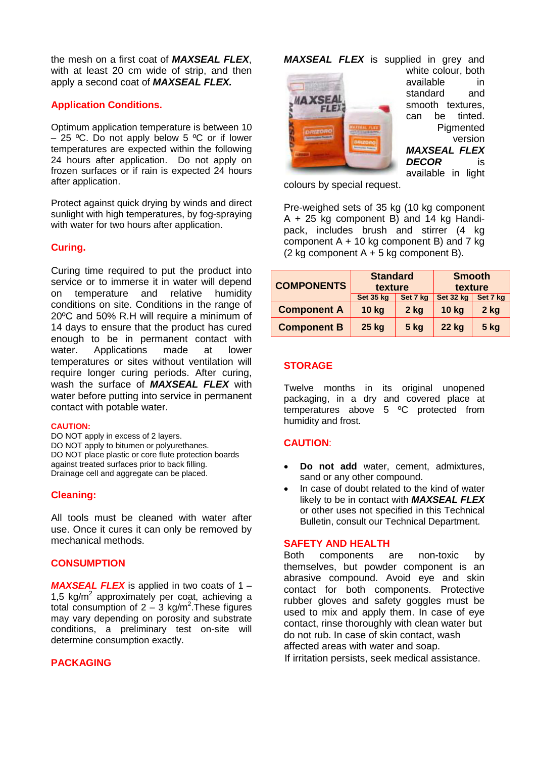the mesh on a first coat of ***MAXSEAL FLEX***, with at least 20 cm wide of strip, and then apply a second coat of ***MAXSEAL FLEX.***

## Application Conditions.

Optimum application temperature is between 10 – 25 ºC. Do not apply below 5 ºC or if lower temperatures are expected within the following 24 hours after application. Do not apply on frozen surfaces or if rain is expected 24 hours after application.

Protect against quick drying by winds and direct sunlight with high temperatures, by fog-spraying with water for two hours after application.

## Curing.

Curing time required to put the product into service or to immerse it in water will depend on temperature and relative humidity conditions on site. Conditions in the range of 20ºC and 50% R.H will require a minimum of 14 days to ensure that the product has cured enough to be in permanent contact with water. Applications made at lower temperatures or sites without ventilation will require longer curing periods. After curing, wash the surface of ***MAXSEAL FLEX*** with water before putting into service in permanent contact with potable water.

**CAUTION:**
DO NOT apply in excess of 2 layers.
DO NOT apply to bitumen or polyurethanes.
DO NOT place plastic or core flute protection boards against treated surfaces prior to back filling.
Drainage cell and aggregate can be placed.

## Cleaning:

All tools must be cleaned with water after use. Once it cures it can only be removed by mechanical methods.

## CONSUMPTION

***MAXSEAL FLEX*** is applied in two coats of 1 – 1,5 kg/m$^2$ approximately per coat, achieving a total consumption of 2 – 3 kg/m$^2$.These figures may vary depending on porosity and substrate conditions, a preliminary test on-site will determine consumption exactly.

## PACKAGING

***MAXSEAL FLEX*** is supplied in grey and white colour, both available in standard and smooth textures, can be tinted. Pigmented version ***MAXSEAL FLEX DECOR*** is available in light colours by special request.

Pre-weighed sets of 35 kg (10 kg component A + 25 kg component B) and 14 kg Handi-pack, includes brush and stirrer (4 kg component A + 10 kg component B) and 7 kg (2 kg component A + 5 kg component B).

| COMPONENTS | Standard texture | | Smooth texture | |
|---|---|---|---|---|
| | Set 35 kg | Set 7 kg | Set 32 kg | Set 7 kg |
| **Component A** | **10 kg** | **2 kg** | **10 kg** | **2 kg** |
| **Component B** | **25 kg** | **5 kg** | **22 kg** | **5 kg** |

## STORAGE

Twelve months in its original unopened packaging, in a dry and covered place at temperatures above 5 ºC protected from humidity and frost.

## CAUTION:

- **Do not add** water, cement, admixtures, sand or any other compound.
- In case of doubt related to the kind of water likely to be in contact with ***MAXSEAL FLEX*** or other uses not specified in this Technical Bulletin, consult our Technical Department.

## SAFETY AND HEALTH

Both components are non-toxic by themselves, but powder component is an abrasive compound. Avoid eye and skin contact for both components. Protective rubber gloves and safety goggles must be used to mix and apply them. In case of eye contact, rinse thoroughly with clean water but do not rub. In case of skin contact, wash affected areas with water and soap.
If irritation persists, seek medical assistance.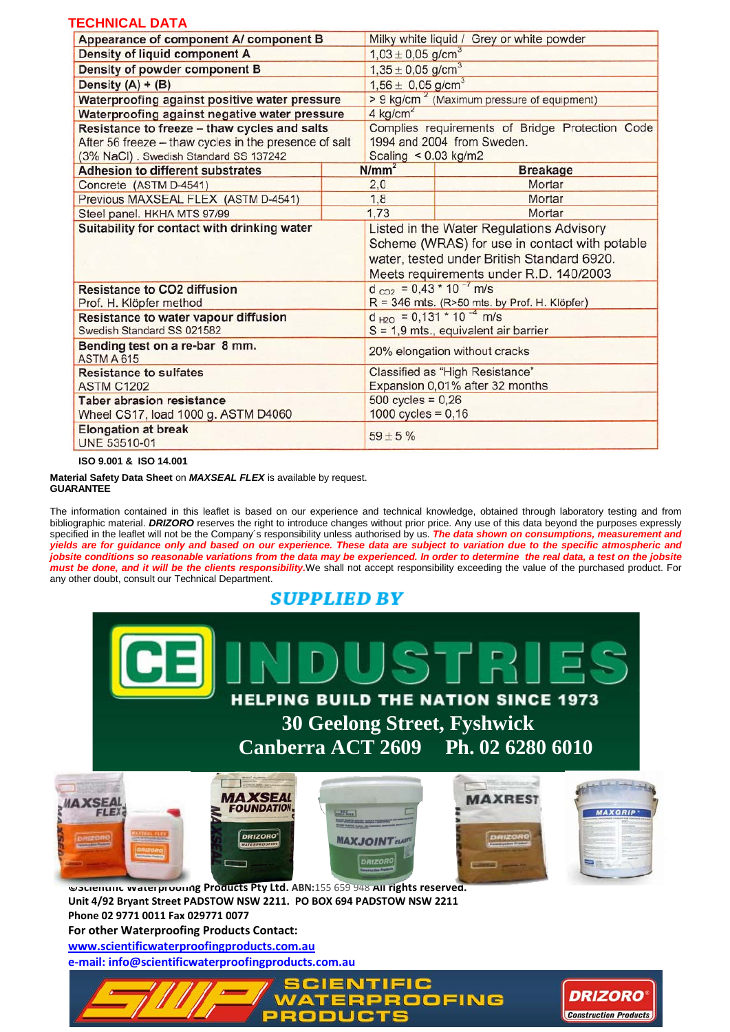## TECHNICAL DATA

| | | |
|---|---|---|
| **Appearance of component A/ component B** | Milky white liquid / Grey or white powder | |
| **Density of liquid component A** | $1,03 \pm 0,05$ g/cm$^3$ | |
| **Density of powder component B** | $1,35 \pm 0,05$ g/cm$^3$ | |
| **Density (A) + (B)** | $1,56 \pm 0,05$ g/cm$^3$ | |
| **Waterproofing against positive water pressure** | > 9 kg/cm$^2$ (Maximum pressure of equipment) | |
| **Waterproofing against negative water pressure** | 4 kg/cm$^2$ | |
| **Resistance to freeze – thaw cycles and salts** After 56 freeze – thaw cycles in the presence of salt (3% NaCl) . Swedish Standard SS 137242 | Complies requirements of Bridge Protection Code 1994 and 2004 from Sweden. Scaling < 0.03 kg/m2 | |
| **Adhesion to different substrates** | **N/mm$^2$** | **Breakage** |
| Concrete (ASTM D-4541) | 2,0 | Mortar |
| Previous MAXSEAL FLEX (ASTM D-4541) | 1,8 | Mortar |
| Steel panel. HKHA MTS 97/99 | 1,73 | Mortar |
| **Suitability for contact with drinking water** | Listed in the Water Regulations Advisory Scheme (WRAS) for use in contact with potable water, tested under British Standard 6920. Meets requirements under R.D. 140/2003 | |
| **Resistance to CO2 diffusion** Prof. H. Klöpfer method | $d_{CO2} = 0{,}43 * 10^{-7}$ m/s R = 346 mts. (R>50 mts. by Prof. H. Klöpfer) | |
| **Resistance to water vapour diffusion** Swedish Standard SS 021582 | $d_{H2O} = 0{,}131 * 10^{-4}$ m/s S = 1,9 mts., equivalent air barrier | |
| **Bending test on a re-bar 8 mm.** ASTM A 615 | 20% elongation without cracks | |
| **Resistance to sulfates** ASTM C1202 | Classified as "High Resistance" Expansion 0,01% after 32 months | |
| **Taber abrasion resistance** Wheel CS17, load 1000 g. ASTM D4060 | 500 cycles = 0,26 1000 cycles = 0,16 | |
| **Elongation at break** UNE 53510-01 | $59 \pm 5$ % | |

**ISO 9.001 & ISO 14.001**

**Material Safety Data Sheet** on ***MAXSEAL FLEX*** is available by request.
**GUARANTEE**

The information contained in this leaflet is based on our experience and technical knowledge, obtained through laboratory testing and from bibliographic material. ***DRIZORO*** reserves the right to introduce changes without prior price. Any use of this data beyond the purposes expressly specified in the leaflet will not be the Company´s responsibility unless authorised by us. ***The data shown on consumptions, measurement and yields are for guidance only and based on our experience. These data are subject to variation due to the specific atmospheric and jobsite conditions so reasonable variations from the data may be experienced. In order to determine the real data, a test on the jobsite must be done, and it will be the clients responsibility.*** We shall not accept responsibility exceeding the value of the purchased product. For any other doubt, consult our Technical Department.

***SUPPLIED BY***

**CE INDUSTRIES**
**HELPING BUILD THE NATION SINCE 1973**
**30 Geelong Street, Fyshwick**
**Canberra ACT 2609 Ph. 02 6280 6010**

**©Scientific Waterproofing Products Pty Ltd. ABN:155 659 948 All rights reserved.**
**Unit 4/92 Bryant Street PADSTOW NSW 2211. PO BOX 694 PADSTOW NSW 2211**
**Phone 02 9771 0011 Fax 029771 0077**
**For other Waterproofing Products Contact:**
**www.scientificwaterproofingproducts.com.au**
**e-mail: info@scientificwaterproofingproducts.com.au**

**SCIENTIFIC WATERPROOFING PRODUCTS**
**DRIZORO® Construction Products**